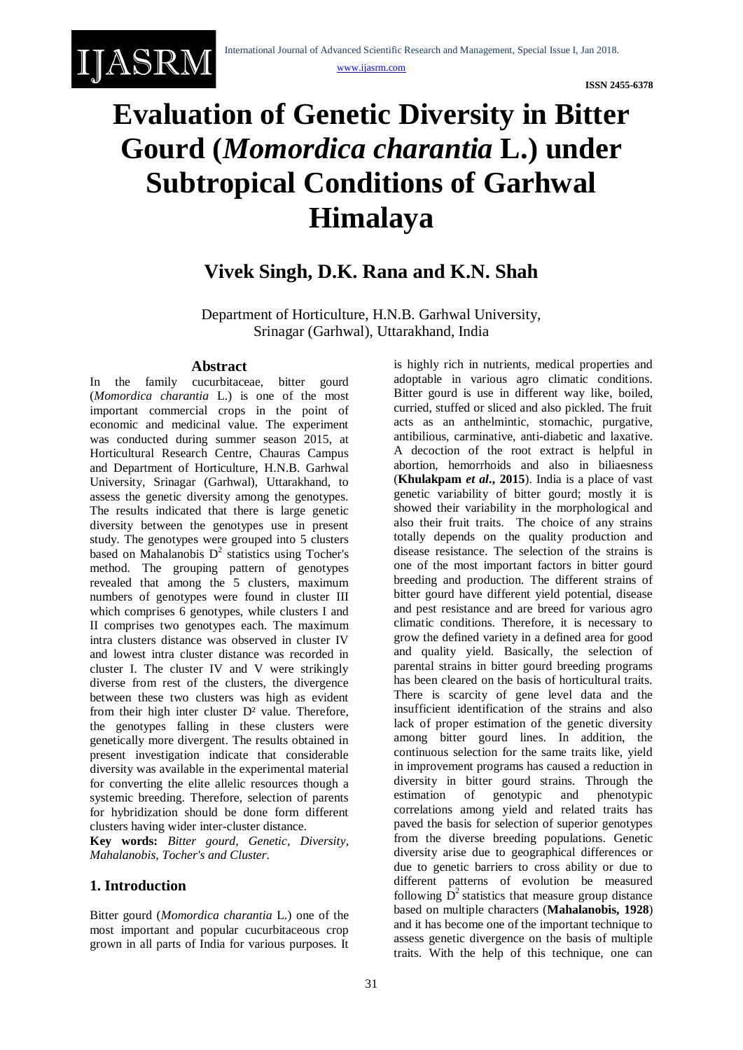# Evaluation of Genetic Diversity in Bitter Gourd (*Momordica charantia* L.) under Subtropical Conditions of Garhwal Himalaya

## Vivek Singh, D.K. Rana and K.N. Shah

Department of Horticulture, H.N.B. Garhwal University, Srinagar (Garhwal), Uttarakhand, India

### Abstract

In the family cucurbitaceae, bitter gourd (*Momordica charantia* L.) is one of the most important commercial crops in the point of economic and medicinal value. The experiment was conducted during summer season 2015, at Horticultural Research Centre, Chauras Campus and Department of Horticulture, H.N.B. Garhwal University, Srinagar (Garhwal), Uttarakhand, to assess the genetic diversity among the genotypes. The results indicated that there is large genetic diversity between the genotypes use in present study. The genotypes were grouped into 5 clusters based on Mahalanobis $D^2$ statistics using Tocher's method. The grouping pattern of genotypes revealed that among the 5 clusters, maximum numbers of genotypes were found in cluster III which comprises 6 genotypes, while clusters I and II comprises two genotypes each. The maximum intra clusters distance was observed in cluster IV and lowest intra cluster distance was recorded in cluster I. The cluster IV and V were strikingly diverse from rest of the clusters, the divergence between these two clusters was high as evident from their high inter cluster $D^2$ value. Therefore, the genotypes falling in these clusters were genetically more divergent. The results obtained in present investigation indicate that considerable diversity was available in the experimental material for converting the elite allelic resources though a systemic breeding. Therefore, selection of parents for hybridization should be done form different clusters having wider inter-cluster distance.

**Key words:** *Bitter gourd, Genetic, Diversity, Mahalanobis, Tocher's and Cluster.*

## 1. Introduction

Bitter gourd (*Momordica charantia* L.) one of the most important and popular cucurbitaceous crop grown in all parts of India for various purposes. It is highly rich in nutrients, medical properties and adoptable in various agro climatic conditions. Bitter gourd is use in different way like, boiled, curried, stuffed or sliced and also pickled. The fruit acts as an anthelmintic, stomachic, purgative, antibilious, carminative, anti-diabetic and laxative. A decoction of the root extract is helpful in abortion, hemorrhoids and also in biliaesness (**Khulakpam *et al*., 2015**). India is a place of vast genetic variability of bitter gourd; mostly it is showed their variability in the morphological and also their fruit traits. The choice of any strains totally depends on the quality production and disease resistance. The selection of the strains is one of the most important factors in bitter gourd breeding and production. The different strains of bitter gourd have different yield potential, disease and pest resistance and are breed for various agro climatic conditions. Therefore, it is necessary to grow the defined variety in a defined area for good and quality yield. Basically, the selection of parental strains in bitter gourd breeding programs has been cleared on the basis of horticultural traits. There is scarcity of gene level data and the insufficient identification of the strains and also lack of proper estimation of the genetic diversity among bitter gourd lines. In addition, the continuous selection for the same traits like, yield in improvement programs has caused a reduction in diversity in bitter gourd strains. Through the estimation of genotypic and phenotypic correlations among yield and related traits has paved the basis for selection of superior genotypes from the diverse breeding populations. Genetic diversity arise due to geographical differences or due to genetic barriers to cross ability or due to different patterns of evolution be measured following $D^2$ statistics that measure group distance based on multiple characters (**Mahalanobis, 1928**) and it has become one of the important technique to assess genetic divergence on the basis of multiple traits. With the help of this technique, one can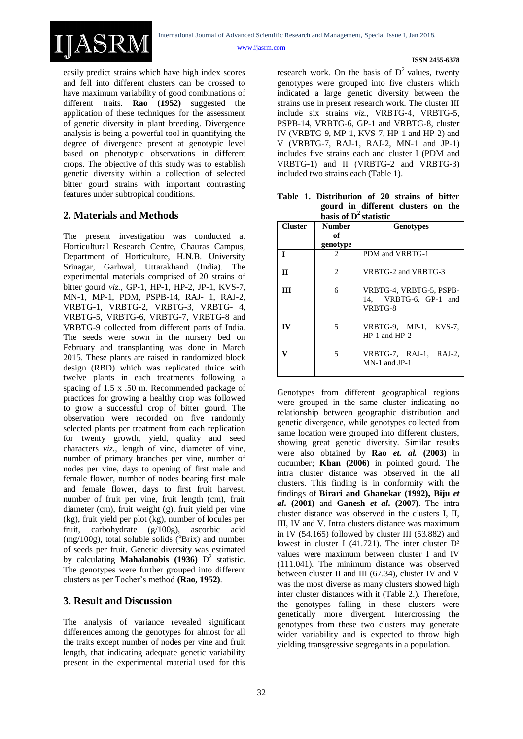easily predict strains which have high index scores and fell into different clusters can be crossed to have maximum variability of good combinations of different traits. **Rao (1952)** suggested the application of these techniques for the assessment of genetic diversity in plant breeding. Divergence analysis is being a powerful tool in quantifying the degree of divergence present at genotypic level based on phenotypic observations in different crops. The objective of this study was to establish genetic diversity within a collection of selected bitter gourd strains with important contrasting features under subtropical conditions.

## 2. Materials and Methods

The present investigation was conducted at Horticultural Research Centre, Chauras Campus, Department of Horticulture, H.N.B. University Srinagar, Garhwal, Uttarakhand (India). The experimental materials comprised of 20 strains of bitter gourd *viz.,* GP-1, HP-1, HP-2, JP-1, KVS-7, MN-1, MP-1, PDM, PSPB-14, RAJ- 1, RAJ-2, VRBTG-1, VRBTG-2, VRBTG-3, VRBTG- 4, VRBTG-5, VRBTG-6, VRBTG-7, VRBTG-8 and VRBTG-9 collected from different parts of India. The seeds were sown in the nursery bed on February and transplanting was done in March 2015. These plants are raised in randomized block design (RBD) which was replicated thrice with twelve plants in each treatments following a spacing of 1.5 x .50 m. Recommended package of practices for growing a healthy crop was followed to grow a successful crop of bitter gourd. The observation were recorded on five randomly selected plants per treatment from each replication for twenty growth, yield, quality and seed characters *viz.,* length of vine, diameter of vine, number of primary branches per vine, number of nodes per vine, days to opening of first male and female flower, number of nodes bearing first male and female flower, days to first fruit harvest, number of fruit per vine, fruit length (cm), fruit diameter (cm), fruit weight (g), fruit yield per vine (kg), fruit yield per plot (kg), number of locules per fruit, carbohydrate (g/100g), ascorbic acid (mg/100g), total soluble solids ($^{o}$Brix) and number of seeds per fruit. Genetic diversity was estimated by calculating **Mahalanobis (1936)** $D^2$ statistic. The genotypes were further grouped into different clusters as per Tocher's method **(Rao, 1952)**.

## 3. Result and Discussion

The analysis of variance revealed significant differences among the genotypes for almost for all the traits except number of nodes per vine and fruit length, that indicating adequate genetic variability present in the experimental material used for this research work. On the basis of $D^2$ values, twenty genotypes were grouped into five clusters which indicated a large genetic diversity between the strains use in present research work. The cluster III include six strains *viz.,* VRBTG-4, VRBTG-5, PSPB-14, VRBTG-6, GP-1 and VRBTG-8, cluster IV (VRBTG-9, MP-1, KVS-7, HP-1 and HP-2) and V (VRBTG-7, RAJ-1, RAJ-2, MN-1 and JP-1) includes five strains each and cluster I (PDM and VRBTG-1) and II (VRBTG-2 and VRBTG-3) included two strains each (Table 1).

**Table 1. Distribution of 20 strains of bitter gourd in different clusters on the basis of $D^2$ statistic**

| Cluster | Number of genotype | Genotypes |
|---|---|---|
| **I** | 2 | PDM and VRBTG-1 |
| **II** | 2 | VRBTG-2 and VRBTG-3 |
| **III** | 6 | VRBTG-4, VRBTG-5, PSPB-14, VRBTG-6, GP-1 and VRBTG-8 |
| **IV** | 5 | VRBTG-9, MP-1, KVS-7, HP-1 and HP-2 |
| **V** | 5 | VRBTG-7, RAJ-1, RAJ-2, MN-1 and JP-1 |

Genotypes from different geographical regions were grouped in the same cluster indicating no relationship between geographic distribution and genetic divergence, while genotypes collected from same location were grouped into different clusters, showing great genetic diversity. Similar results were also obtained by **Rao *et. al.* (2003)** in cucumber; **Khan (2006)** in pointed gourd. The intra cluster distance was observed in the all clusters. This finding is in conformity with the findings of **Birari and Ghanekar (1992), Biju *et al*. (2001)** and **Ganesh *et al*. (2007)**. The intra cluster distance was observed in the clusters I, II, III, IV and V. Intra clusters distance was maximum in IV (54.165) followed by cluster III (53.882) and lowest in cluster I (41.721). The inter cluster $D^2$ values were maximum between cluster I and IV (111.041). The minimum distance was observed between cluster II and III (67.34), cluster IV and V was the most diverse as many clusters showed high inter cluster distances with it (Table 2.). Therefore, the genotypes falling in these clusters were genetically more divergent. Intercrossing the genotypes from these two clusters may generate wider variability and is expected to throw high yielding transgressive segregants in a population.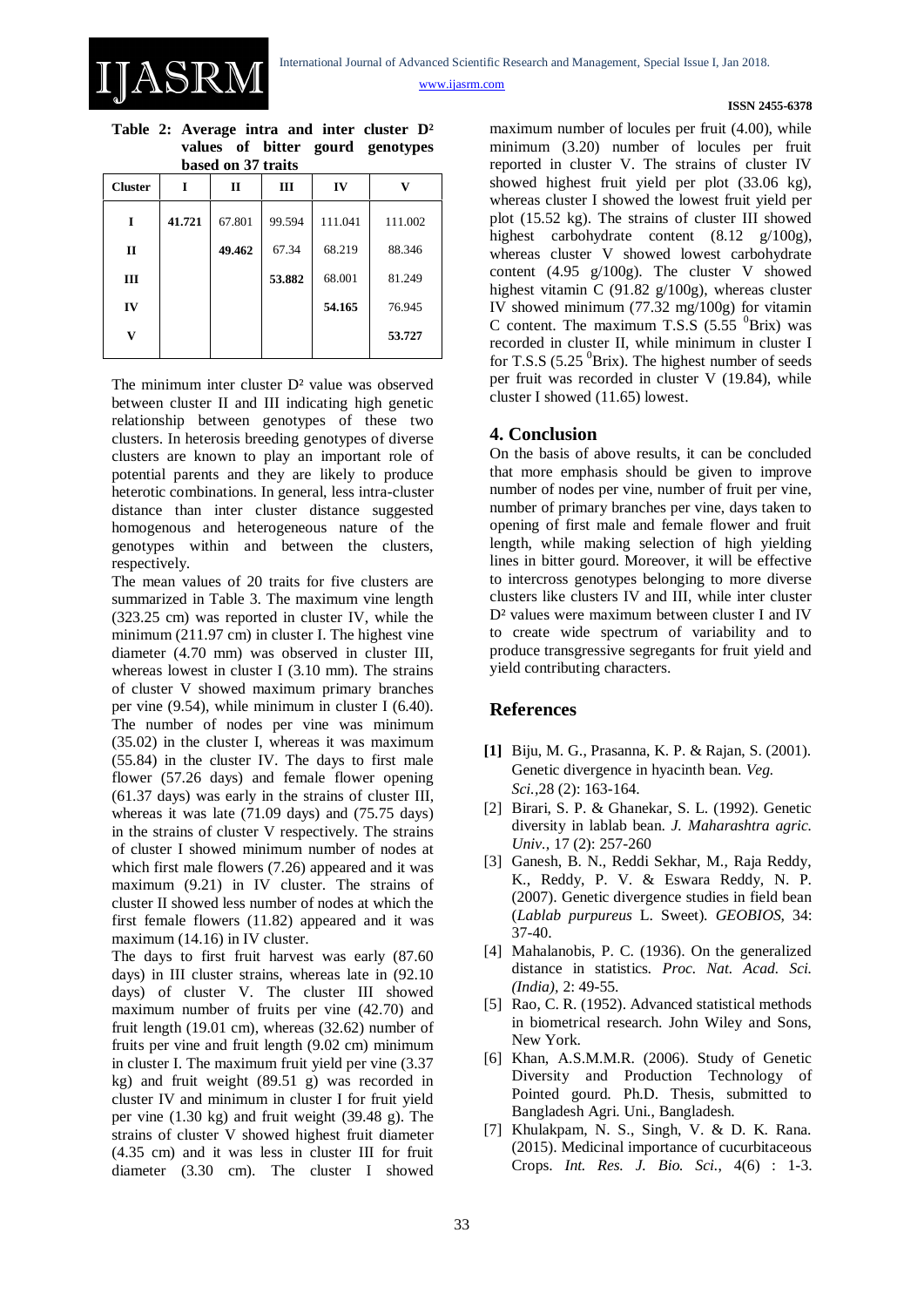**Table 2: Average intra and inter cluster D² values of bitter gourd genotypes based on 37 traits**

| Cluster | I | II | III | IV | V |
|---|---|---|---|---|---|
| I | **41.721** | 67.801 | 99.594 | 111.041 | 111.002 |
| II | | **49.462** | 67.34 | 68.219 | 88.346 |
| III | | | **53.882** | 68.001 | 81.249 |
| IV | | | | **54.165** | 76.945 |
| V | | | | | **53.727** |

The minimum inter cluster D² value was observed between cluster II and III indicating high genetic relationship between genotypes of these two clusters. In heterosis breeding genotypes of diverse clusters are known to play an important role of potential parents and they are likely to produce heterotic combinations. In general, less intra-cluster distance than inter cluster distance suggested homogenous and heterogeneous nature of the genotypes within and between the clusters, respectively.

The mean values of 20 traits for five clusters are summarized in Table 3. The maximum vine length (323.25 cm) was reported in cluster IV, while the minimum (211.97 cm) in cluster I. The highest vine diameter (4.70 mm) was observed in cluster III, whereas lowest in cluster I (3.10 mm). The strains of cluster V showed maximum primary branches per vine (9.54), while minimum in cluster I (6.40). The number of nodes per vine was minimum (35.02) in the cluster I, whereas it was maximum (55.84) in the cluster IV. The days to first male flower (57.26 days) and female flower opening (61.37 days) was early in the strains of cluster III, whereas it was late (71.09 days) and (75.75 days) in the strains of cluster V respectively. The strains of cluster I showed minimum number of nodes at which first male flowers (7.26) appeared and it was maximum (9.21) in IV cluster. The strains of cluster II showed less number of nodes at which the first female flowers (11.82) appeared and it was maximum (14.16) in IV cluster.

The days to first fruit harvest was early (87.60 days) in III cluster strains, whereas late in (92.10 days) of cluster V. The cluster III showed maximum number of fruits per vine (42.70) and fruit length (19.01 cm), whereas (32.62) number of fruits per vine and fruit length (9.02 cm) minimum in cluster I. The maximum fruit yield per vine (3.37 kg) and fruit weight (89.51 g) was recorded in cluster IV and minimum in cluster I for fruit yield per vine (1.30 kg) and fruit weight (39.48 g). The strains of cluster V showed highest fruit diameter (4.35 cm) and it was less in cluster III for fruit diameter (3.30 cm). The cluster I showed maximum number of locules per fruit (4.00), while minimum (3.20) number of locules per fruit reported in cluster V. The strains of cluster IV showed highest fruit yield per plot (33.06 kg), whereas cluster I showed the lowest fruit yield per plot (15.52 kg). The strains of cluster III showed highest carbohydrate content (8.12 g/100g), whereas cluster V showed lowest carbohydrate content (4.95 g/100g). The cluster V showed highest vitamin C (91.82 g/100g), whereas cluster IV showed minimum (77.32 mg/100g) for vitamin C content. The maximum T.S.S (5.55 $^{0}$Brix) was recorded in cluster II, while minimum in cluster I for T.S.S (5.25 $^{0}$Brix). The highest number of seeds per fruit was recorded in cluster V (19.84), while cluster I showed (11.65) lowest.

## 4. Conclusion

On the basis of above results, it can be concluded that more emphasis should be given to improve number of nodes per vine, number of fruit per vine, number of primary branches per vine, days taken to opening of first male and female flower and fruit length, while making selection of high yielding lines in bitter gourd. Moreover, it will be effective to intercross genotypes belonging to more diverse clusters like clusters IV and III, while inter cluster D² values were maximum between cluster I and IV to create wide spectrum of variability and to produce transgressive segregants for fruit yield and yield contributing characters.

## References

**[1]** Biju, M. G., Prasanna, K. P. & Rajan, S. (2001). Genetic divergence in hyacinth bean. *Veg. Sci.*,28 (2): 163-164.

[2] Birari, S. P. & Ghanekar, S. L. (1992). Genetic diversity in lablab bean. *J. Maharashtra agric. Univ.*, 17 (2): 257-260

[3] Ganesh, B. N., Reddi Sekhar, M., Raja Reddy, K., Reddy, P. V. & Eswara Reddy, N. P. (2007). Genetic divergence studies in field bean (*Lablab purpureus* L. Sweet). *GEOBIOS,* 34: 37-40.

[4] Mahalanobis, P. C. (1936). On the generalized distance in statistics. *Proc. Nat. Acad. Sci. (India)*, 2: 49-55.

[5] Rao, C. R. (1952). Advanced statistical methods in biometrical research. John Wiley and Sons, New York.

[6] Khan, A.S.M.M.R. (2006). Study of Genetic Diversity and Production Technology of Pointed gourd. Ph.D. Thesis, submitted to Bangladesh Agri. Uni., Bangladesh.

[7] Khulakpam, N. S., Singh, V. & D. K. Rana. (2015). Medicinal importance of cucurbitaceous Crops. *Int. Res. J. Bio. Sci.*, 4(6) : 1-3.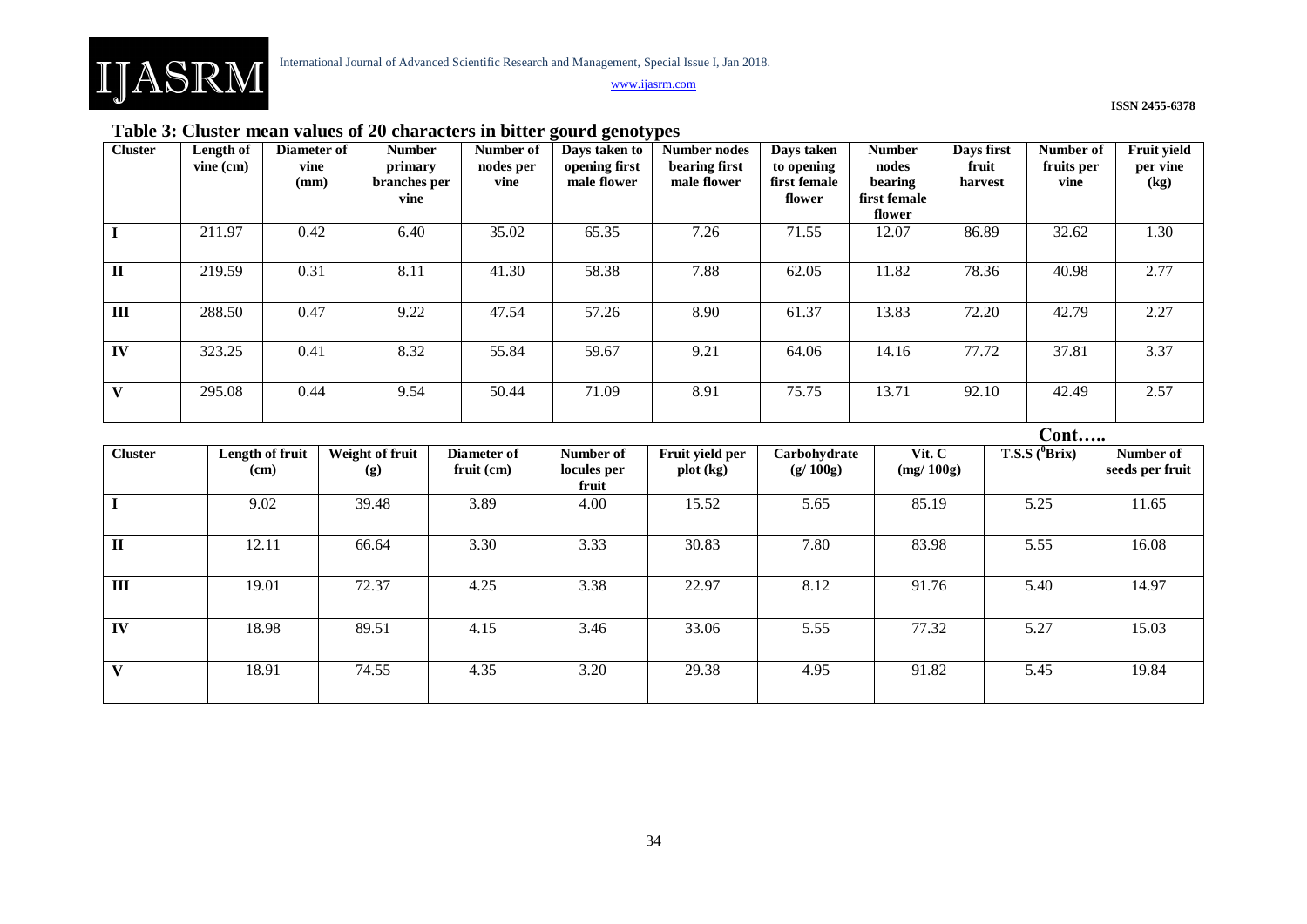**Table 3: Cluster mean values of 20 characters in bitter gourd genotypes**

| Cluster | Length of vine (cm) | Diameter of vine (mm) | Number primary branches per vine | Number of nodes per vine | Days taken to opening first male flower | Number nodes bearing first male flower | Days taken to opening first female flower | Number nodes bearing first female flower | Days first fruit harvest | Number of fruits per vine | Fruit yield per vine (kg) |
|---|---|---|---|---|---|---|---|---|---|---|---|
| I | 211.97 | 0.42 | 6.40 | 35.02 | 65.35 | 7.26 | 71.55 | 12.07 | 86.89 | 32.62 | 1.30 |
| II | 219.59 | 0.31 | 8.11 | 41.30 | 58.38 | 7.88 | 62.05 | 11.82 | 78.36 | 40.98 | 2.77 |
| III | 288.50 | 0.47 | 9.22 | 47.54 | 57.26 | 8.90 | 61.37 | 13.83 | 72.20 | 42.79 | 2.27 |
| IV | 323.25 | 0.41 | 8.32 | 55.84 | 59.67 | 9.21 | 64.06 | 14.16 | 77.72 | 37.81 | 3.37 |
| V | 295.08 | 0.44 | 9.54 | 50.44 | 71.09 | 8.91 | 75.75 | 13.71 | 92.10 | 42.49 | 2.57 |

**Cont…..**

| Cluster | Length of fruit (cm) | Weight of fruit (g) | Diameter of fruit (cm) | Number of locules per fruit | Fruit yield per plot (kg) | Carbohydrate (g/ 100g) | Vit. C (mg/ 100g) | T.S.S ($^0$Brix) | Number of seeds per fruit |
|---|---|---|---|---|---|---|---|---|---|
| I | 9.02 | 39.48 | 3.89 | 4.00 | 15.52 | 5.65 | 85.19 | 5.25 | 11.65 |
| II | 12.11 | 66.64 | 3.30 | 3.33 | 30.83 | 7.80 | 83.98 | 5.55 | 16.08 |
| III | 19.01 | 72.37 | 4.25 | 3.38 | 22.97 | 8.12 | 91.76 | 5.40 | 14.97 |
| IV | 18.98 | 89.51 | 4.15 | 3.46 | 33.06 | 5.55 | 77.32 | 5.27 | 15.03 |
| V | 18.91 | 74.55 | 4.35 | 3.20 | 29.38 | 4.95 | 91.82 | 5.45 | 19.84 |